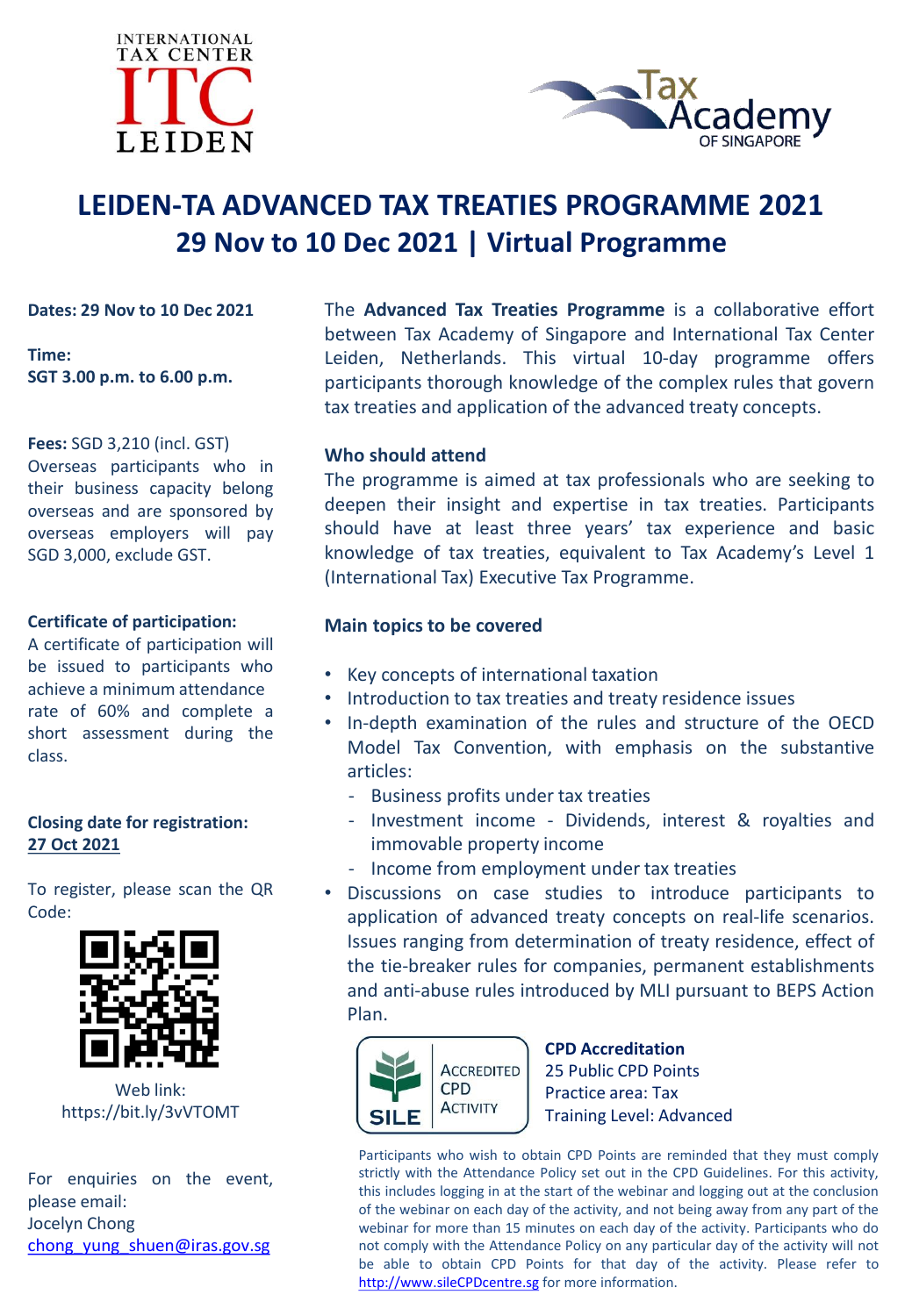INTERNATIONAL TAX CENTER ITC LEIDEN

Tax Academy OF SINGAPORE

# LEIDEN-TA ADVANCED TAX TREATIES PROGRAMME 2021

## 29 Nov to 10 Dec 2021 | Virtual Programme

**Dates: 29 Nov to 10 Dec 2021**

**Time:**
**SGT 3.00 p.m. to 6.00 p.m.**

**Fees:** SGD 3,210 (incl. GST)
Overseas participants who in their business capacity belong overseas and are sponsored by overseas employers will pay SGD 3,000, exclude GST.

**Certificate of participation:**
A certificate of participation will be issued to participants who achieve a minimum attendance rate of 60% and complete a short assessment during the class.

**Closing date for registration:**
**27 Oct 2021**

To register, please scan the QR Code:

Web link:
https://bit.ly/3vVTOMT

For enquiries on the event, please email:
Jocelyn Chong
chong_yung_shuen@iras.gov.sg

The **Advanced Tax Treaties Programme** is a collaborative effort between Tax Academy of Singapore and International Tax Center Leiden, Netherlands. This virtual 10-day programme offers participants thorough knowledge of the complex rules that govern tax treaties and application of the advanced treaty concepts.

### Who should attend

The programme is aimed at tax professionals who are seeking to deepen their insight and expertise in tax treaties. Participants should have at least three years' tax experience and basic knowledge of tax treaties, equivalent to Tax Academy's Level 1 (International Tax) Executive Tax Programme.

### Main topics to be covered

- Key concepts of international taxation
- Introduction to tax treaties and treaty residence issues
- In-depth examination of the rules and structure of the OECD Model Tax Convention, with emphasis on the substantive articles:
  - Business profits under tax treaties
  - Investment income - Dividends, interest & royalties and immovable property income
  - Income from employment under tax treaties
- Discussions on case studies to introduce participants to application of advanced treaty concepts on real-life scenarios. Issues ranging from determination of treaty residence, effect of the tie-breaker rules for companies, permanent establishments and anti-abuse rules introduced by MLI pursuant to BEPS Action Plan.

SILE ACCREDITED CPD ACTIVITY

**CPD Accreditation**
25 Public CPD Points
Practice area: Tax
Training Level: Advanced

Participants who wish to obtain CPD Points are reminded that they must comply strictly with the Attendance Policy set out in the CPD Guidelines. For this activity, this includes logging in at the start of the webinar and logging out at the conclusion of the webinar on each day of the activity, and not being away from any part of the webinar for more than 15 minutes on each day of the activity. Participants who do not comply with the Attendance Policy on any particular day of the activity will not be able to obtain CPD Points for that day of the activity. Please refer to http://www.sileCPDcentre.sg for more information.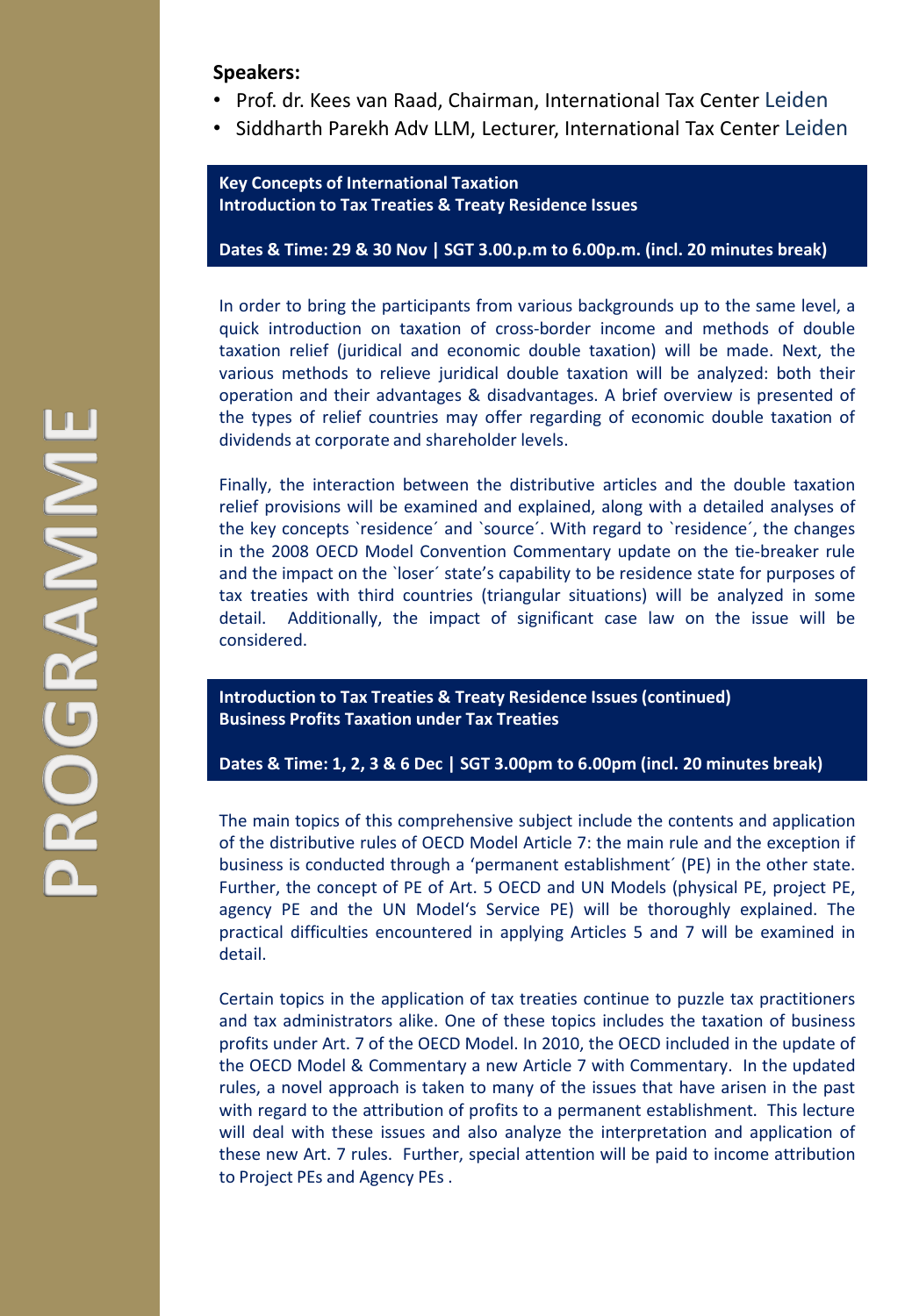# PROGRAMME

**Speakers:**

- Prof. dr. Kees van Raad, Chairman, International Tax Center Leiden
- Siddharth Parekh Adv LLM, Lecturer, International Tax Center Leiden

**Key Concepts of International Taxation**
**Introduction to Tax Treaties & Treaty Residence Issues**

**Dates & Time: 29 & 30 Nov | SGT 3.00.p.m to 6.00p.m. (incl. 20 minutes break)**

In order to bring the participants from various backgrounds up to the same level, a quick introduction on taxation of cross-border income and methods of double taxation relief (juridical and economic double taxation) will be made. Next, the various methods to relieve juridical double taxation will be analyzed: both their operation and their advantages & disadvantages. A brief overview is presented of the types of relief countries may offer regarding of economic double taxation of dividends at corporate and shareholder levels.

Finally, the interaction between the distributive articles and the double taxation relief provisions will be examined and explained, along with a detailed analyses of the key concepts `residence´ and `source´. With regard to `residence´, the changes in the 2008 OECD Model Convention Commentary update on the tie-breaker rule and the impact on the `loser´ state's capability to be residence state for purposes of tax treaties with third countries (triangular situations) will be analyzed in some detail. Additionally, the impact of significant case law on the issue will be considered.

**Introduction to Tax Treaties & Treaty Residence Issues (continued)**
**Business Profits Taxation under Tax Treaties**

**Dates & Time: 1, 2, 3 & 6 Dec | SGT 3.00pm to 6.00pm (incl. 20 minutes break)**

The main topics of this comprehensive subject include the contents and application of the distributive rules of OECD Model Article 7: the main rule and the exception if business is conducted through a 'permanent establishment´ (PE) in the other state. Further, the concept of PE of Art. 5 OECD and UN Models (physical PE, project PE, agency PE and the UN Model's Service PE) will be thoroughly explained. The practical difficulties encountered in applying Articles 5 and 7 will be examined in detail.

Certain topics in the application of tax treaties continue to puzzle tax practitioners and tax administrators alike. One of these topics includes the taxation of business profits under Art. 7 of the OECD Model. In 2010, the OECD included in the update of the OECD Model & Commentary a new Article 7 with Commentary. In the updated rules, a novel approach is taken to many of the issues that have arisen in the past with regard to the attribution of profits to a permanent establishment. This lecture will deal with these issues and also analyze the interpretation and application of these new Art. 7 rules. Further, special attention will be paid to income attribution to Project PEs and Agency PEs .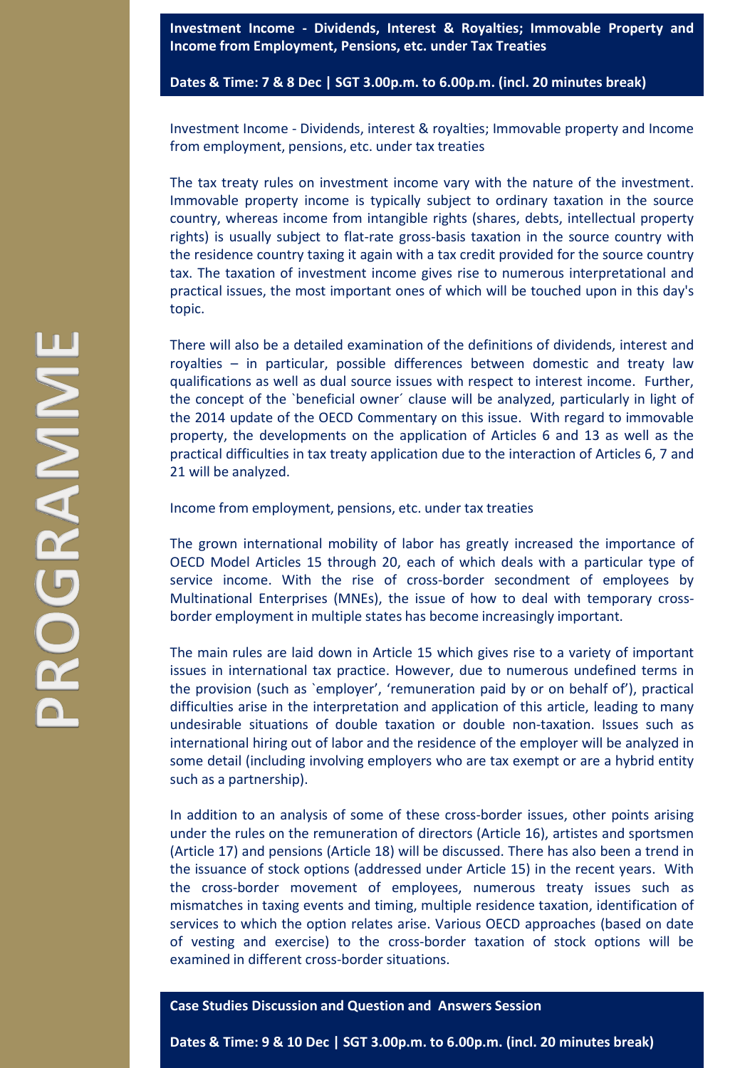**Investment Income - Dividends, Interest & Royalties; Immovable Property and Income from Employment, Pensions, etc. under Tax Treaties**

**Dates & Time: 7 & 8 Dec | SGT 3.00p.m. to 6.00p.m. (incl. 20 minutes break)**

Investment Income - Dividends, interest & royalties; Immovable property and Income from employment, pensions, etc. under tax treaties

The tax treaty rules on investment income vary with the nature of the investment. Immovable property income is typically subject to ordinary taxation in the source country, whereas income from intangible rights (shares, debts, intellectual property rights) is usually subject to flat-rate gross-basis taxation in the source country with the residence country taxing it again with a tax credit provided for the source country tax. The taxation of investment income gives rise to numerous interpretational and practical issues, the most important ones of which will be touched upon in this day's topic.

There will also be a detailed examination of the definitions of dividends, interest and royalties – in particular, possible differences between domestic and treaty law qualifications as well as dual source issues with respect to interest income. Further, the concept of the `beneficial owner´ clause will be analyzed, particularly in light of the 2014 update of the OECD Commentary on this issue. With regard to immovable property, the developments on the application of Articles 6 and 13 as well as the practical difficulties in tax treaty application due to the interaction of Articles 6, 7 and 21 will be analyzed.

Income from employment, pensions, etc. under tax treaties

The grown international mobility of labor has greatly increased the importance of OECD Model Articles 15 through 20, each of which deals with a particular type of service income. With the rise of cross-border secondment of employees by Multinational Enterprises (MNEs), the issue of how to deal with temporary cross-border employment in multiple states has become increasingly important.

The main rules are laid down in Article 15 which gives rise to a variety of important issues in international tax practice. However, due to numerous undefined terms in the provision (such as `employer', 'remuneration paid by or on behalf of'), practical difficulties arise in the interpretation and application of this article, leading to many undesirable situations of double taxation or double non-taxation. Issues such as international hiring out of labor and the residence of the employer will be analyzed in some detail (including involving employers who are tax exempt or are a hybrid entity such as a partnership).

In addition to an analysis of some of these cross-border issues, other points arising under the rules on the remuneration of directors (Article 16), artistes and sportsmen (Article 17) and pensions (Article 18) will be discussed. There has also been a trend in the issuance of stock options (addressed under Article 15) in the recent years. With the cross-border movement of employees, numerous treaty issues such as mismatches in taxing events and timing, multiple residence taxation, identification of services to which the option relates arise. Various OECD approaches (based on date of vesting and exercise) to the cross-border taxation of stock options will be examined in different cross-border situations.

**Case Studies Discussion and Question and Answers Session**

**Dates & Time: 9 & 10 Dec | SGT 3.00p.m. to 6.00p.m. (incl. 20 minutes break)**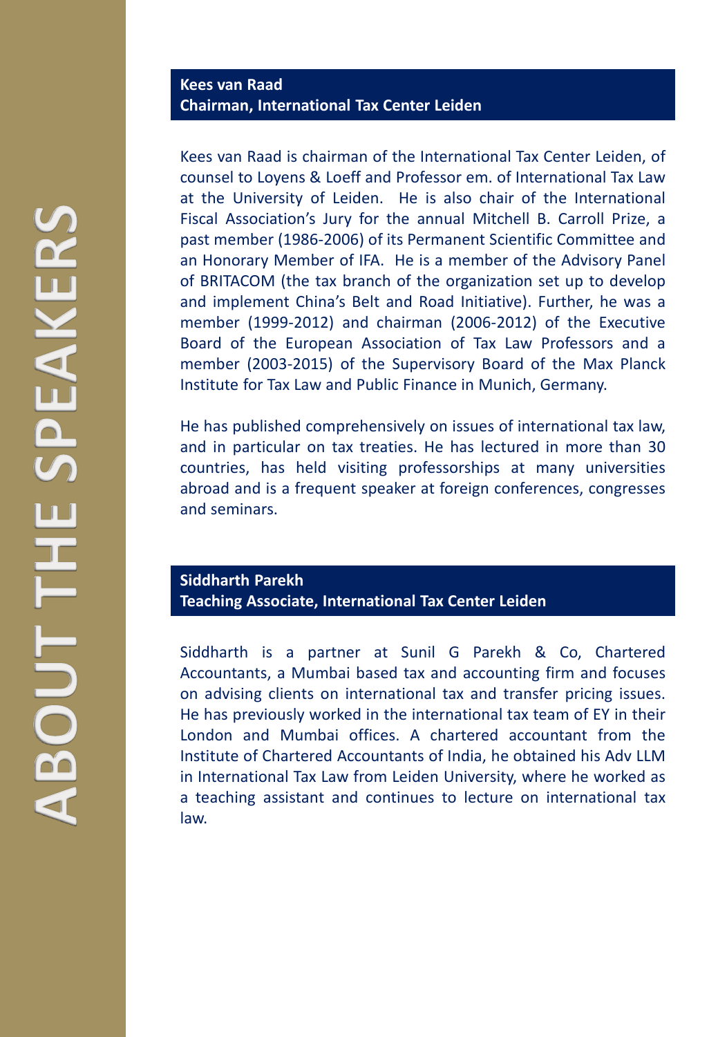# ABOUT THE SPEAKERS

## Kees van Raad
**Chairman, International Tax Center Leiden**

Kees van Raad is chairman of the International Tax Center Leiden, of counsel to Loyens & Loeff and Professor em. of International Tax Law at the University of Leiden. He is also chair of the International Fiscal Association's Jury for the annual Mitchell B. Carroll Prize, a past member (1986-2006) of its Permanent Scientific Committee and an Honorary Member of IFA. He is a member of the Advisory Panel of BRITACOM (the tax branch of the organization set up to develop and implement China's Belt and Road Initiative). Further, he was a member (1999-2012) and chairman (2006-2012) of the Executive Board of the European Association of Tax Law Professors and a member (2003-2015) of the Supervisory Board of the Max Planck Institute for Tax Law and Public Finance in Munich, Germany.

He has published comprehensively on issues of international tax law, and in particular on tax treaties. He has lectured in more than 30 countries, has held visiting professorships at many universities abroad and is a frequent speaker at foreign conferences, congresses and seminars.

## Siddharth Parekh
**Teaching Associate, International Tax Center Leiden**

Siddharth is a partner at Sunil G Parekh & Co, Chartered Accountants, a Mumbai based tax and accounting firm and focuses on advising clients on international tax and transfer pricing issues. He has previously worked in the international tax team of EY in their London and Mumbai offices. A chartered accountant from the Institute of Chartered Accountants of India, he obtained his Adv LLM in International Tax Law from Leiden University, where he worked as a teaching assistant and continues to lecture on international tax law.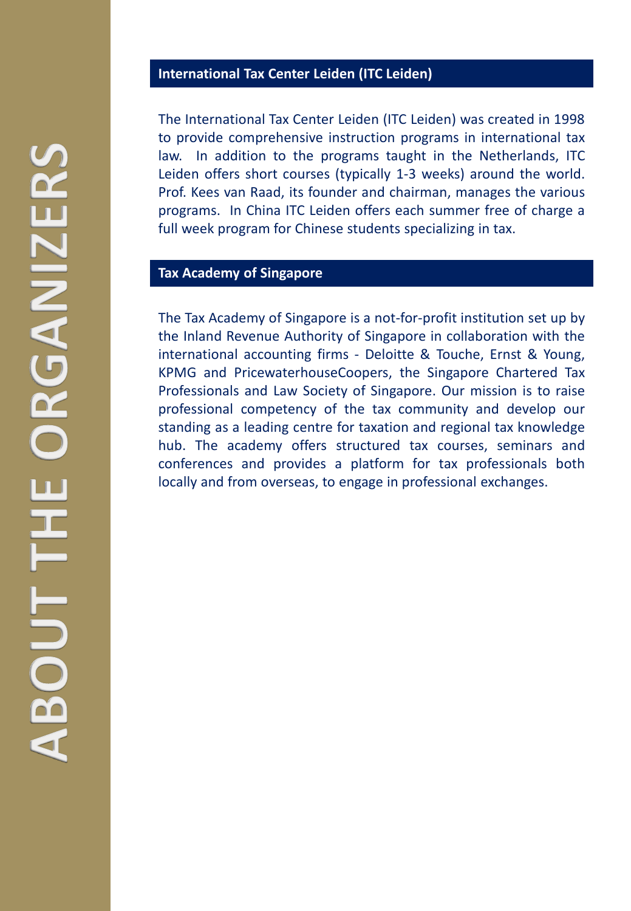# ABOUT THE ORGANIZERS

## International Tax Center Leiden (ITC Leiden)

The International Tax Center Leiden (ITC Leiden) was created in 1998 to provide comprehensive instruction programs in international tax law. In addition to the programs taught in the Netherlands, ITC Leiden offers short courses (typically 1-3 weeks) around the world. Prof. Kees van Raad, its founder and chairman, manages the various programs. In China ITC Leiden offers each summer free of charge a full week program for Chinese students specializing in tax.

## Tax Academy of Singapore

The Tax Academy of Singapore is a not-for-profit institution set up by the Inland Revenue Authority of Singapore in collaboration with the international accounting firms - Deloitte & Touche, Ernst & Young, KPMG and PricewaterhouseCoopers, the Singapore Chartered Tax Professionals and Law Society of Singapore. Our mission is to raise professional competency of the tax community and develop our standing as a leading centre for taxation and regional tax knowledge hub. The academy offers structured tax courses, seminars and conferences and provides a platform for tax professionals both locally and from overseas, to engage in professional exchanges.